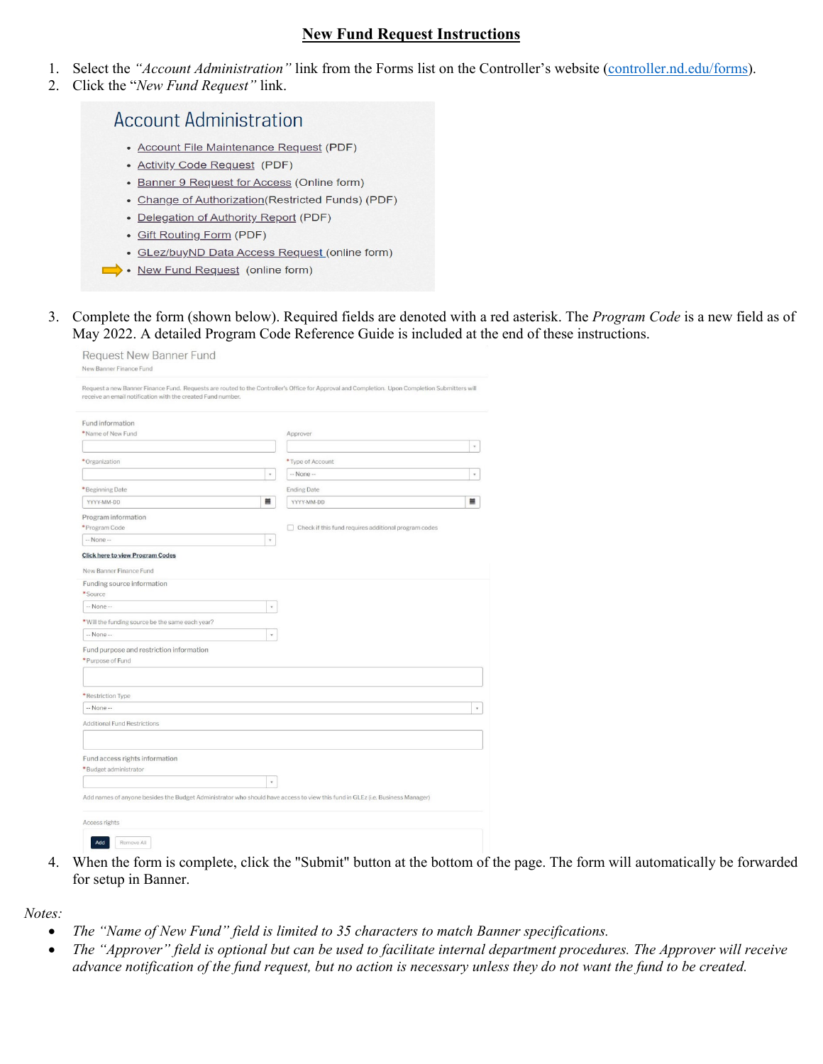# New Fund Request Instructions

1. Select the *"Account Administration"* link from the Forms list on the Controller's website (controller.nd.edu/forms).
2. Click the "*New Fund Request"* link.

Account Administration

- Account File Maintenance Request (PDF)
- Activity Code Request (PDF)
- Banner 9 Request for Access (Online form)
- Change of Authorization(Restricted Funds) (PDF)
- Delegation of Authority Report (PDF)
- Gift Routing Form (PDF)
- GLez/buyND Data Access Request (online form)
- New Fund Request (online form)

3. Complete the form (shown below). Required fields are denoted with a red asterisk. The *Program Code* is a new field as of May 2022. A detailed Program Code Reference Guide is included at the end of these instructions.

Request New Banner Fund

New Banner Finance Fund

Request a new Banner Finance Fund. Requests are routed to the Controller's Office for Approval and Completion. Upon Completion Submitters will receive an email notification with the created Fund number.

Fund information

- *Name of New Fund
- Approver
- *Organization
- *Type of Account: -- None --
- *Beginning Date: YYYY-MM-DD
- Ending Date: YYYY-MM-DD

Program information

- *Program Code: -- None --
- Check if this fund requires additional program codes

Click here to view Program Codes

New Banner Finance Fund

Funding source information

- *Source: -- None --
- *Will the funding source be the same each year?: -- None --

Fund purpose and restriction information

- *Purpose of Fund
- *Restriction Type: -- None --
- Additional Fund Restrictions

Fund access rights information

- *Budget administrator

Add names of anyone besides the Budget Administrator who should have access to view this fund in GLEz (i.e. Business Manager)

Access rights

Add | Remove All

4. When the form is complete, click the "Submit" button at the bottom of the page. The form will automatically be forwarded for setup in Banner.

*Notes:*

- *The "Name of New Fund" field is limited to 35 characters to match Banner specifications.*
- *The "Approver" field is optional but can be used to facilitate internal department procedures. The Approver will receive advance notification of the fund request, but no action is necessary unless they do not want the fund to be created.*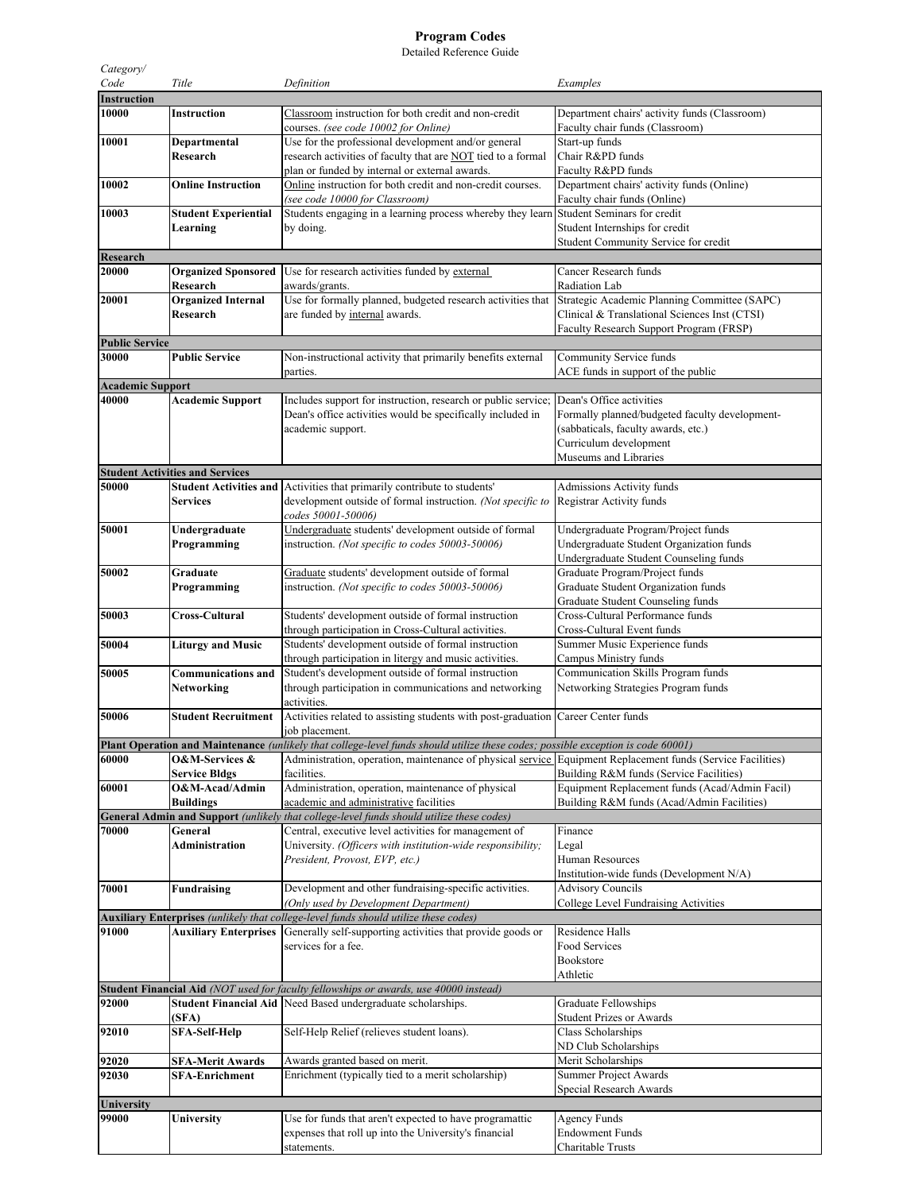# Program Codes

Detailed Reference Guide

| *Category/ Code* | *Title* | *Definition* | *Examples* |
|---|---|---|---|
| **Instruction** | | | |
| **10000** | **Instruction** | Classroom instruction for both credit and non-credit courses. *(see code 10002 for Online)* | Department chairs' activity funds (Classroom)<br>Faculty chair funds (Classroom) |
| **10001** | **Departmental Research** | Use for the professional development and/or general research activities of faculty that are NOT tied to a formal plan or funded by internal or external awards. | Start-up funds<br>Chair R&PD funds<br>Faculty R&PD funds |
| **10002** | **Online Instruction** | Online instruction for both credit and non-credit courses. *(see code 10000 for Classroom)* | Department chairs' activity funds (Online)<br>Faculty chair funds (Online) |
| **10003** | **Student Experiential Learning** | Students engaging in a learning process whereby they learn by doing. | Student Seminars for credit<br>Student Internships for credit<br>Student Community Service for credit |
| **Research** | | | |
| **20000** | **Organized Sponsored Research** | Use for research activities funded by external awards/grants. | Cancer Research funds<br>Radiation Lab |
| **20001** | **Organized Internal Research** | Use for formally planned, budgeted research activities that are funded by internal awards. | Strategic Academic Planning Committee (SAPC)<br>Clinical & Translational Sciences Inst (CTSI)<br>Faculty Research Support Program (FRSP) |
| **Public Service** | | | |
| **30000** | **Public Service** | Non-instructional activity that primarily benefits external parties. | Community Service funds<br>ACE funds in support of the public |
| **Academic Support** | | | |
| **40000** | **Academic Support** | Includes support for instruction, research or public service; Dean's office activities would be specifically included in academic support. | Dean's Office activities<br>Formally planned/budgeted faculty development- (sabbaticals, faculty awards, etc.)<br>Curriculum development<br>Museums and Libraries |
| **Student Activities and Services** | | | |
| **50000** | **Student Activities and Services** | Activities that primarily contribute to students' development outside of formal instruction. *(Not specific to codes 50001-50006)* | Admissions Activity funds<br>Registrar Activity funds |
| **50001** | **Undergraduate Programming** | Undergraduate students' development outside of formal instruction. *(Not specific to codes 50003-50006)* | Undergraduate Program/Project funds<br>Undergraduate Student Organization funds<br>Undergraduate Student Counseling funds |
| **50002** | **Graduate Programming** | Graduate students' development outside of formal instruction. *(Not specific to codes 50003-50006)* | Graduate Program/Project funds<br>Graduate Student Organization funds<br>Graduate Student Counseling funds |
| **50003** | **Cross-Cultural** | Students' development outside of formal instruction through participation in Cross-Cultural activities. | Cross-Cultural Performance funds<br>Cross-Cultural Event funds |
| **50004** | **Liturgy and Music** | Students' development outside of formal instruction through participation in litergy and music activities. | Summer Music Experience funds<br>Campus Ministry funds |
| **50005** | **Communications and Networking** | Student's development outside of formal instruction through participation in communications and networking activities. | Communication Skills Program funds<br>Networking Strategies Program funds |
| **50006** | **Student Recruitment** | Activities related to assisting students with post-graduation job placement. | Career Center funds |
| **Plant Operation and Maintenance** *(unlikely that college-level funds should utilize these codes; possible exception is code 60001)* | | | |
| **60000** | **O&M-Services & Service Bldgs** | Administration, operation, maintenance of physical service facilities. | Equipment Replacement funds (Service Facilities)<br>Building R&M funds (Service Facilities) |
| **60001** | **O&M-Acad/Admin Buildings** | Administration, operation, maintenance of physical academic and administrative facilities | Equipment Replacement funds (Acad/Admin Facil)<br>Building R&M funds (Acad/Admin Facilities) |
| **General Admin and Support** *(unlikely that college-level funds should utilize these codes)* | | | |
| **70000** | **General Administration** | Central, executive level activities for management of University. *(Officers with institution-wide responsibility; President, Provost, EVP, etc.)* | Finance<br>Legal<br>Human Resources<br>Institution-wide funds (Development N/A) |
| **70001** | **Fundraising** | Development and other fundraising-specific activities. *(Only used by Development Department)* | Advisory Councils<br>College Level Fundraising Activities |
| **Auxiliary Enterprises** *(unlikely that college-level funds should utilize these codes)* | | | |
| **91000** | **Auxiliary Enterprises** | Generally self-supporting activities that provide goods or services for a fee. | Residence Halls<br>Food Services<br>Bookstore<br>Athletic |
| **Student Financial Aid** *(NOT used for faculty fellowships or awards, use 40000 instead)* | | | |
| **92000** | **Student Financial Aid (SFA)** | Need Based undergraduate scholarships. | Graduate Fellowships<br>Student Prizes or Awards |
| **92010** | **SFA-Self-Help** | Self-Help Relief (relieves student loans). | Class Scholarships<br>ND Club Scholarships |
| **92020** | **SFA-Merit Awards** | Awards granted based on merit. | Merit Scholarships |
| **92030** | **SFA-Enrichment** | Enrichment (typically tied to a merit scholarship) | Summer Project Awards<br>Special Research Awards |
| **University** | | | |
| **99000** | **University** | Use for funds that aren't expected to have programattic expenses that roll up into the University's financial statements. | Agency Funds<br>Endowment Funds<br>Charitable Trusts |